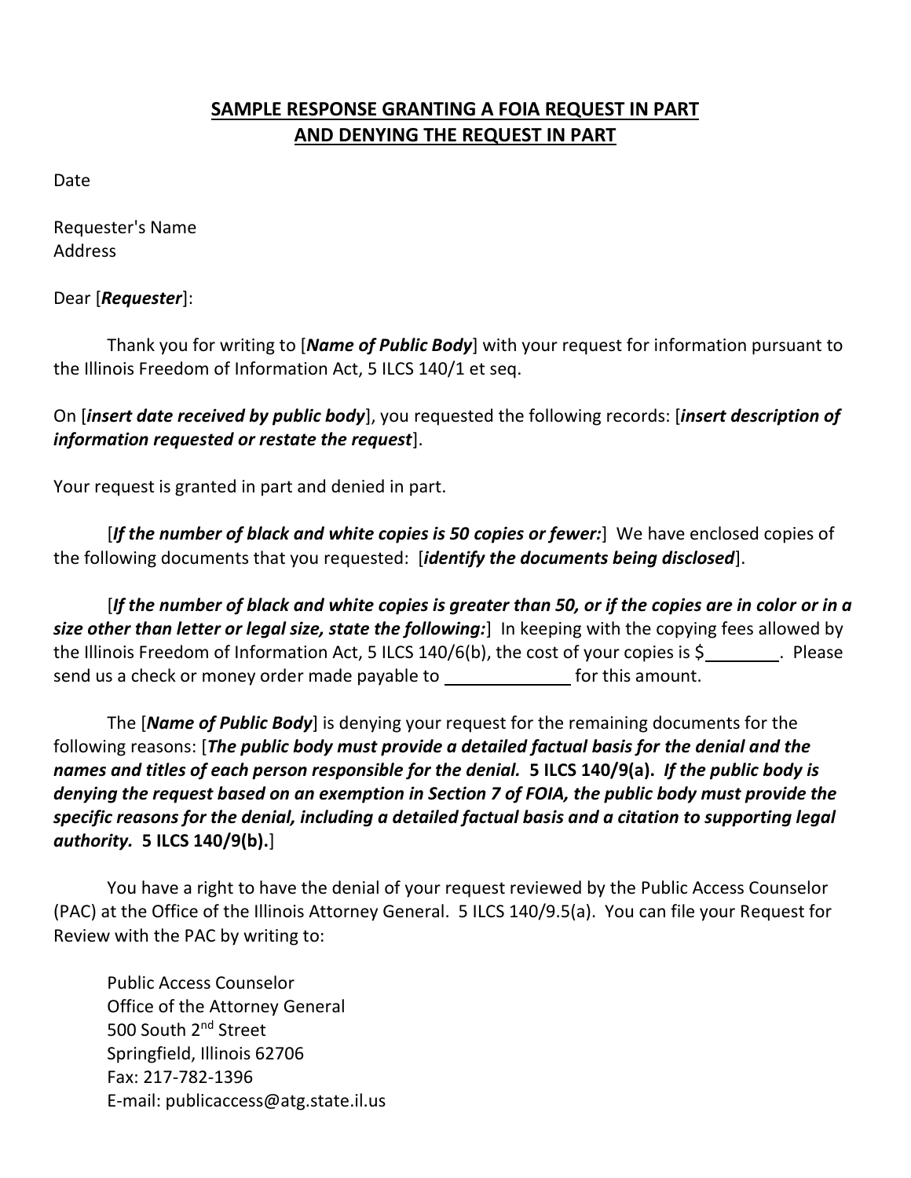## **SAMPLE RESPONSE GRANTING A FOIA REQUEST IN PART AND DENYING THE REQUEST IN PART**

Date

Requester's Name
Address

Dear [***Requester***]:

Thank you for writing to [***Name of Public Body***] with your request for information pursuant to the Illinois Freedom of Information Act, 5 ILCS 140/1 et seq.

On [***insert date received by public body***], you requested the following records: [***insert description of information requested or restate the request***].

Your request is granted in part and denied in part.

[***If the number of black and white copies is 50 copies or fewer:***] We have enclosed copies of the following documents that you requested: [***identify the documents being disclosed***].

[***If the number of black and white copies is greater than 50, or if the copies are in color or in a size other than letter or legal size, state the following:***] In keeping with the copying fees allowed by the Illinois Freedom of Information Act, 5 ILCS 140/6(b), the cost of your copies is $________. Please send us a check or money order made payable to _____________ for this amount.

The [***Name of Public Body***] is denying your request for the remaining documents for the following reasons: [***The public body must provide a detailed factual basis for the denial and the names and titles of each person responsible for the denial. 5 ILCS 140/9(a). If the public body is denying the request based on an exemption in Section 7 of FOIA, the public body must provide the specific reasons for the denial, including a detailed factual basis and a citation to supporting legal authority. 5 ILCS 140/9(b).***]

You have a right to have the denial of your request reviewed by the Public Access Counselor (PAC) at the Office of the Illinois Attorney General. 5 ILCS 140/9.5(a). You can file your Request for Review with the PAC by writing to:

Public Access Counselor
Office of the Attorney General
500 South 2nd Street
Springfield, Illinois 62706
Fax: 217-782-1396
E-mail: publicaccess@atg.state.il.us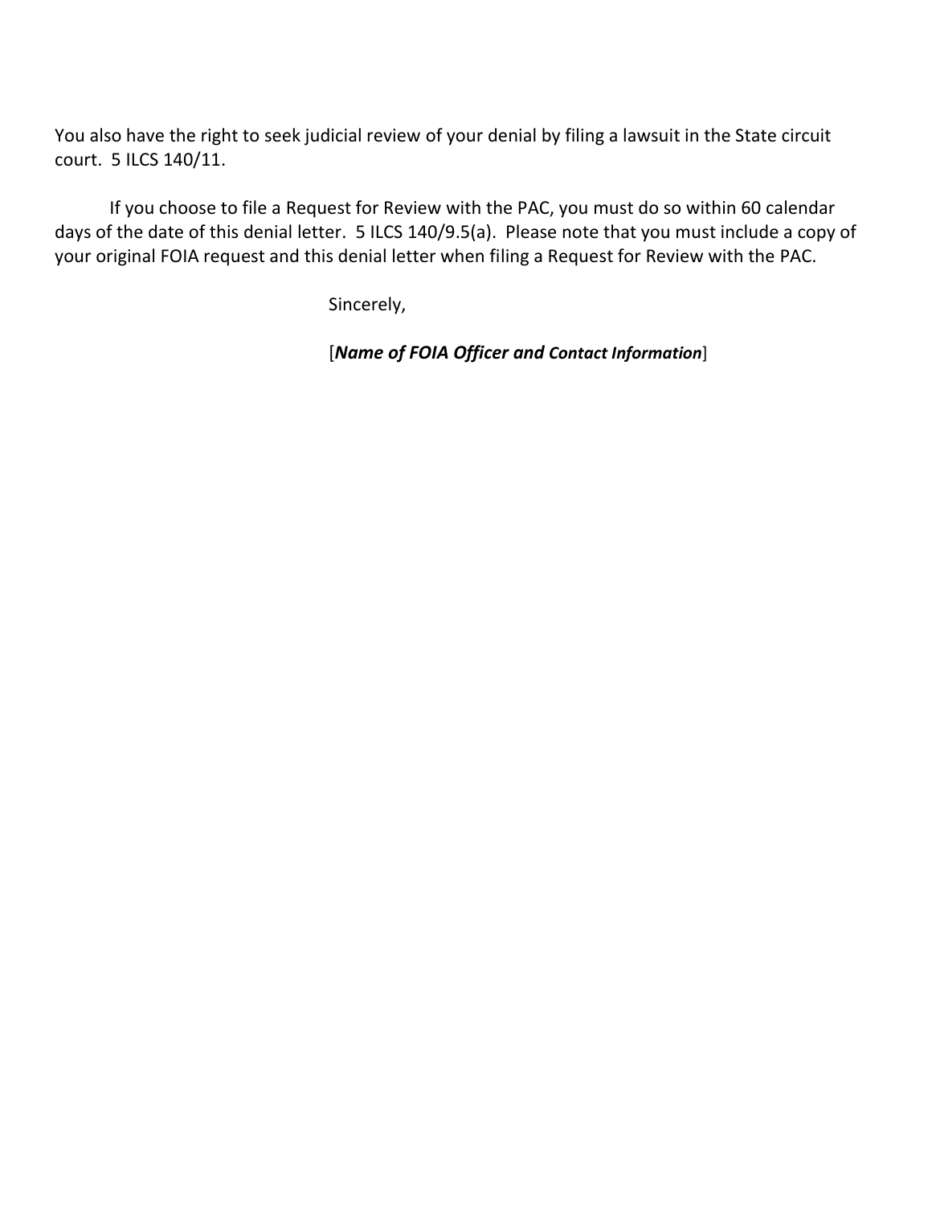You also have the right to seek judicial review of your denial by filing a lawsuit in the State circuit court. 5 ILCS 140/11.

If you choose to file a Request for Review with the PAC, you must do so within 60 calendar days of the date of this denial letter. 5 ILCS 140/9.5(a). Please note that you must include a copy of your original FOIA request and this denial letter when filing a Request for Review with the PAC.

Sincerely,

[***Name of FOIA Officer and*** *Contact Information*]